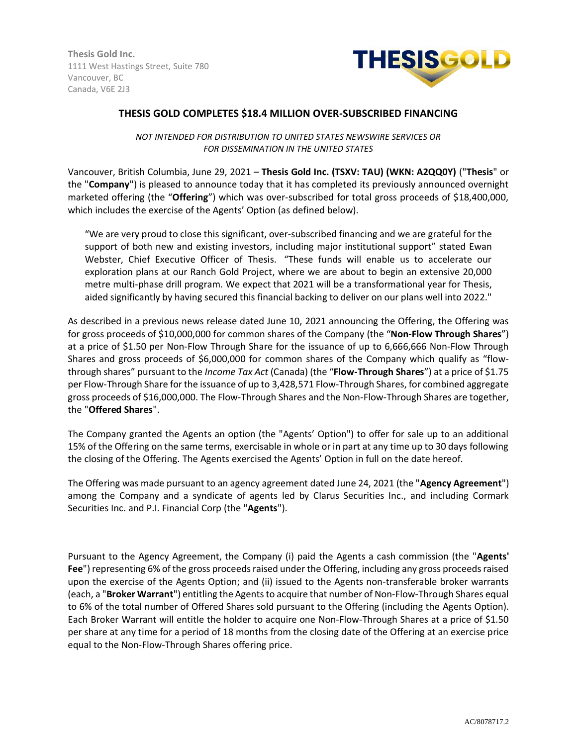Thesis Gold Inc.
1111 West Hastings Street, Suite 780
Vancouver, BC
Canada, V6E 2J3

THESISGOLD

# THESIS GOLD COMPLETES $18.4 MILLION OVER-SUBSCRIBED FINANCING

*NOT INTENDED FOR DISTRIBUTION TO UNITED STATES NEWSWIRE SERVICES OR FOR DISSEMINATION IN THE UNITED STATES*

Vancouver, British Columbia, June 29, 2021 – **Thesis Gold Inc. (TSXV: TAU) (WKN: A2QQ0Y)** ("**Thesis**" or the "**Company**") is pleased to announce today that it has completed its previously announced overnight marketed offering (the "**Offering**") which was over-subscribed for total gross proceeds of $18,400,000, which includes the exercise of the Agents' Option (as defined below).

> "We are very proud to close this significant, over-subscribed financing and we are grateful for the support of both new and existing investors, including major institutional support" stated Ewan Webster, Chief Executive Officer of Thesis. "These funds will enable us to accelerate our exploration plans at our Ranch Gold Project, where we are about to begin an extensive 20,000 metre multi-phase drill program. We expect that 2021 will be a transformational year for Thesis, aided significantly by having secured this financial backing to deliver on our plans well into 2022."

As described in a previous news release dated June 10, 2021 announcing the Offering, the Offering was for gross proceeds of $10,000,000 for common shares of the Company (the "**Non-Flow Through Shares**") at a price of $1.50 per Non-Flow Through Share for the issuance of up to 6,666,666 Non-Flow Through Shares and gross proceeds of $6,000,000 for common shares of the Company which qualify as "flow-through shares" pursuant to the *Income Tax Act* (Canada) (the "**Flow-Through Shares**") at a price of $1.75 per Flow-Through Share for the issuance of up to 3,428,571 Flow-Through Shares, for combined aggregate gross proceeds of $16,000,000. The Flow-Through Shares and the Non-Flow-Through Shares are together, the "**Offered Shares**".

The Company granted the Agents an option (the "Agents' Option") to offer for sale up to an additional 15% of the Offering on the same terms, exercisable in whole or in part at any time up to 30 days following the closing of the Offering. The Agents exercised the Agents' Option in full on the date hereof.

The Offering was made pursuant to an agency agreement dated June 24, 2021 (the "**Agency Agreement**") among the Company and a syndicate of agents led by Clarus Securities Inc., and including Cormark Securities Inc. and P.I. Financial Corp (the "**Agents**").

Pursuant to the Agency Agreement, the Company (i) paid the Agents a cash commission (the "**Agents' Fee**") representing 6% of the gross proceeds raised under the Offering, including any gross proceeds raised upon the exercise of the Agents Option; and (ii) issued to the Agents non-transferable broker warrants (each, a "**Broker Warrant**") entitling the Agents to acquire that number of Non-Flow-Through Shares equal to 6% of the total number of Offered Shares sold pursuant to the Offering (including the Agents Option). Each Broker Warrant will entitle the holder to acquire one Non-Flow-Through Shares at a price of $1.50 per share at any time for a period of 18 months from the closing date of the Offering at an exercise price equal to the Non-Flow-Through Shares offering price.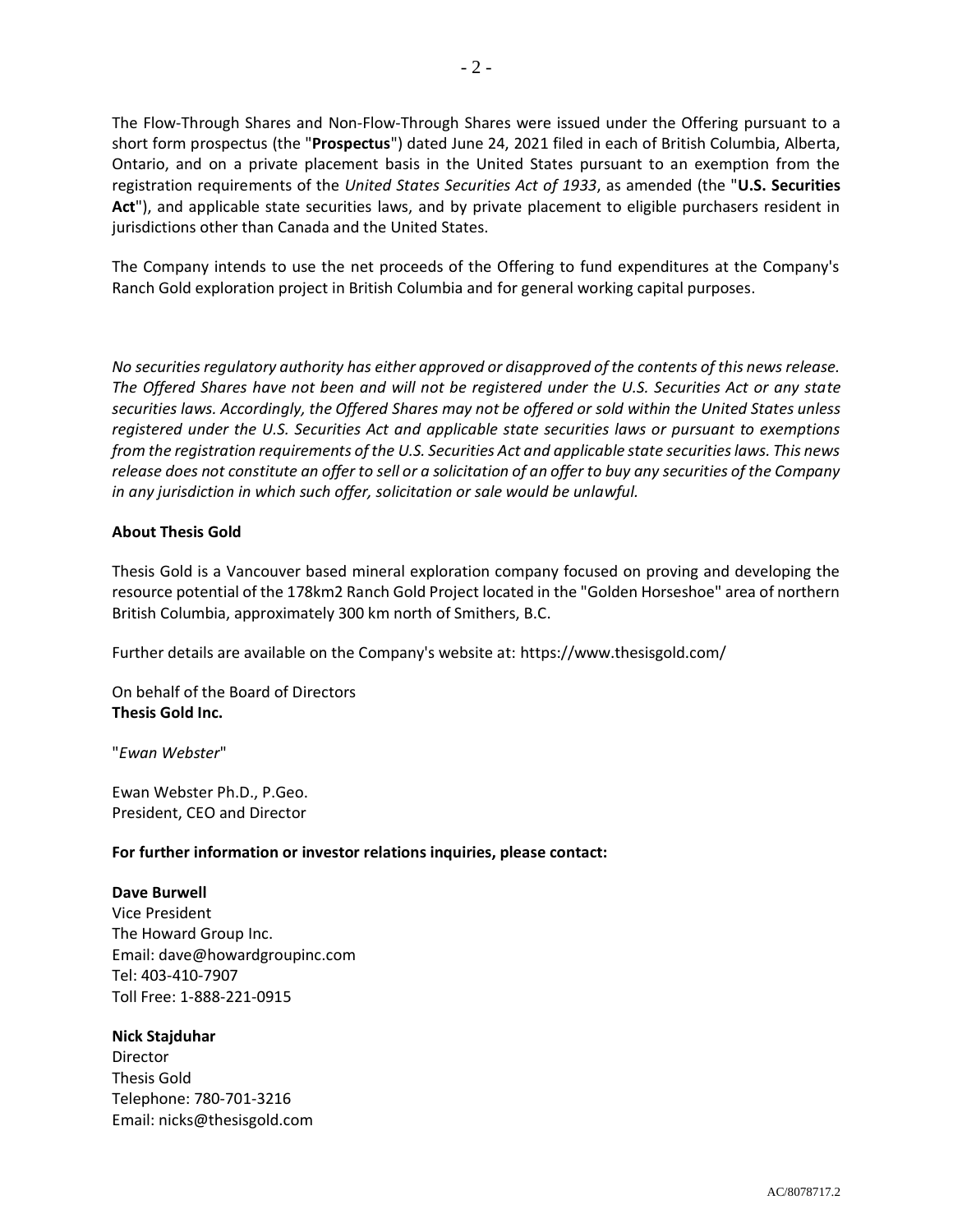The Flow-Through Shares and Non-Flow-Through Shares were issued under the Offering pursuant to a short form prospectus (the "**Prospectus**") dated June 24, 2021 filed in each of British Columbia, Alberta, Ontario, and on a private placement basis in the United States pursuant to an exemption from the registration requirements of the *United States Securities Act of 1933*, as amended (the "**U.S. Securities Act**"), and applicable state securities laws, and by private placement to eligible purchasers resident in jurisdictions other than Canada and the United States.

The Company intends to use the net proceeds of the Offering to fund expenditures at the Company's Ranch Gold exploration project in British Columbia and for general working capital purposes.

*No securities regulatory authority has either approved or disapproved of the contents of this news release. The Offered Shares have not been and will not be registered under the U.S. Securities Act or any state securities laws. Accordingly, the Offered Shares may not be offered or sold within the United States unless registered under the U.S. Securities Act and applicable state securities laws or pursuant to exemptions from the registration requirements of the U.S. Securities Act and applicable state securities laws. This news release does not constitute an offer to sell or a solicitation of an offer to buy any securities of the Company in any jurisdiction in which such offer, solicitation or sale would be unlawful.*

**About Thesis Gold**

Thesis Gold is a Vancouver based mineral exploration company focused on proving and developing the resource potential of the 178km2 Ranch Gold Project located in the "Golden Horseshoe" area of northern British Columbia, approximately 300 km north of Smithers, B.C.

Further details are available on the Company's website at: https://www.thesisgold.com/

On behalf of the Board of Directors
**Thesis Gold Inc.**

"*Ewan Webster*"

Ewan Webster Ph.D., P.Geo.
President, CEO and Director

**For further information or investor relations inquiries, please contact:**

**Dave Burwell**
Vice President
The Howard Group Inc.
Email: dave@howardgroupinc.com
Tel: 403-410-7907
Toll Free: 1-888-221-0915

**Nick Stajduhar**
Director
Thesis Gold
Telephone: 780-701-3216
Email: nicks@thesisgold.com

AC/8078717.2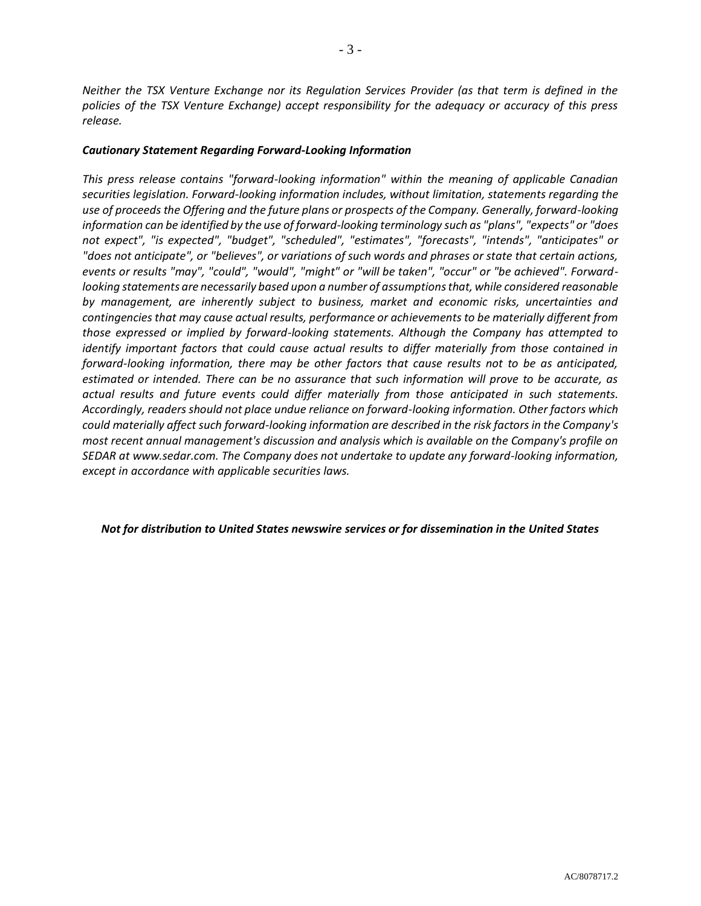*Neither the TSX Venture Exchange nor its Regulation Services Provider (as that term is defined in the policies of the TSX Venture Exchange) accept responsibility for the adequacy or accuracy of this press release.*

***Cautionary Statement Regarding Forward-Looking Information***

*This press release contains "forward-looking information" within the meaning of applicable Canadian securities legislation. Forward-looking information includes, without limitation, statements regarding the use of proceeds the Offering and the future plans or prospects of the Company. Generally, forward-looking information can be identified by the use of forward-looking terminology such as "plans", "expects" or "does not expect", "is expected", "budget", "scheduled", "estimates", "forecasts", "intends", "anticipates" or "does not anticipate", or "believes", or variations of such words and phrases or state that certain actions, events or results "may", "could", "would", "might" or "will be taken", "occur" or "be achieved". Forward-looking statements are necessarily based upon a number of assumptions that, while considered reasonable by management, are inherently subject to business, market and economic risks, uncertainties and contingencies that may cause actual results, performance or achievements to be materially different from those expressed or implied by forward-looking statements. Although the Company has attempted to identify important factors that could cause actual results to differ materially from those contained in forward-looking information, there may be other factors that cause results not to be as anticipated, estimated or intended. There can be no assurance that such information will prove to be accurate, as actual results and future events could differ materially from those anticipated in such statements. Accordingly, readers should not place undue reliance on forward-looking information. Other factors which could materially affect such forward-looking information are described in the risk factors in the Company's most recent annual management's discussion and analysis which is available on the Company's profile on SEDAR at www.sedar.com. The Company does not undertake to update any forward-looking information, except in accordance with applicable securities laws.*

***Not for distribution to United States newswire services or for dissemination in the United States***

AC/8078717.2